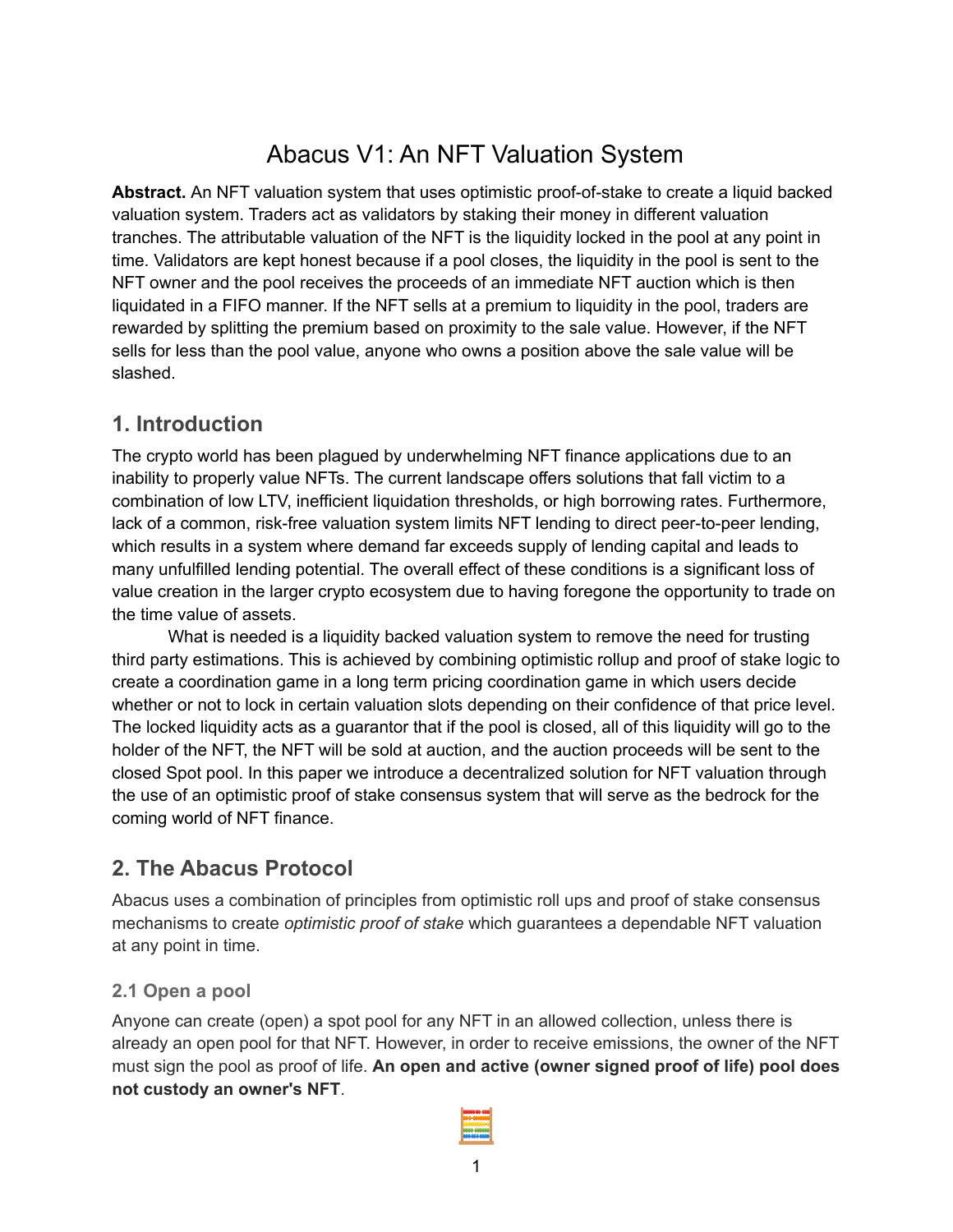# Abacus V1: An NFT Valuation System

**Abstract.** An NFT valuation system that uses optimistic proof-of-stake to create a liquid backed valuation system. Traders act as validators by staking their money in different valuation tranches. The attributable valuation of the NFT is the liquidity locked in the pool at any point in time. Validators are kept honest because if a pool closes, the liquidity in the pool is sent to the NFT owner and the pool receives the proceeds of an immediate NFT auction which is then liquidated in a FIFO manner. If the NFT sells at a premium to liquidity in the pool, traders are rewarded by splitting the premium based on proximity to the sale value. However, if the NFT sells for less than the pool value, anyone who owns a position above the sale value will be slashed.

## 1. Introduction

The crypto world has been plagued by underwhelming NFT finance applications due to an inability to properly value NFTs. The current landscape offers solutions that fall victim to a combination of low LTV, inefficient liquidation thresholds, or high borrowing rates. Furthermore, lack of a common, risk-free valuation system limits NFT lending to direct peer-to-peer lending, which results in a system where demand far exceeds supply of lending capital and leads to many unfulfilled lending potential. The overall effect of these conditions is a significant loss of value creation in the larger crypto ecosystem due to having foregone the opportunity to trade on the time value of assets.

What is needed is a liquidity backed valuation system to remove the need for trusting third party estimations. This is achieved by combining optimistic rollup and proof of stake logic to create a coordination game in a long term pricing coordination game in which users decide whether or not to lock in certain valuation slots depending on their confidence of that price level. The locked liquidity acts as a guarantor that if the pool is closed, all of this liquidity will go to the holder of the NFT, the NFT will be sold at auction, and the auction proceeds will be sent to the closed Spot pool. In this paper we introduce a decentralized solution for NFT valuation through the use of an optimistic proof of stake consensus system that will serve as the bedrock for the coming world of NFT finance.

## 2. The Abacus Protocol

Abacus uses a combination of principles from optimistic roll ups and proof of stake consensus mechanisms to create *optimistic proof of stake* which guarantees a dependable NFT valuation at any point in time.

### 2.1 Open a pool

Anyone can create (open) a spot pool for any NFT in an allowed collection, unless there is already an open pool for that NFT. However, in order to receive emissions, the owner of the NFT must sign the pool as proof of life. **An open and active (owner signed proof of life) pool does not custody an owner's NFT**.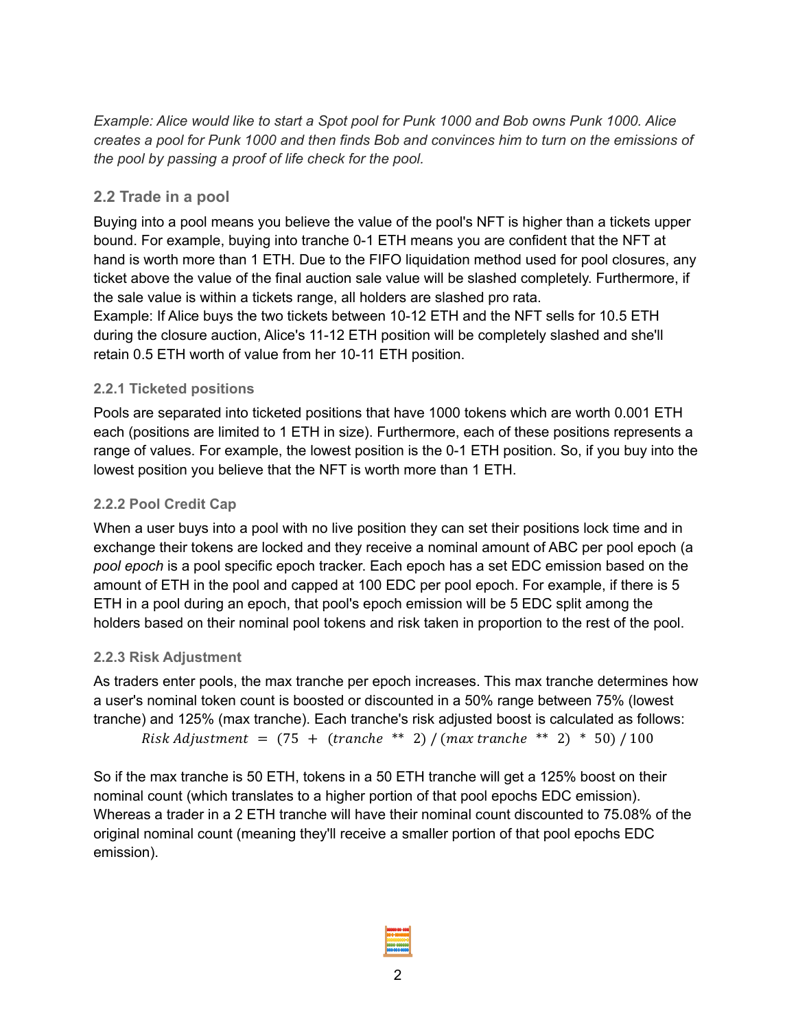*Example: Alice would like to start a Spot pool for Punk 1000 and Bob owns Punk 1000. Alice creates a pool for Punk 1000 and then finds Bob and convinces him to turn on the emissions of the pool by passing a proof of life check for the pool.*

### 2.2 Trade in a pool

Buying into a pool means you believe the value of the pool's NFT is higher than a tickets upper bound. For example, buying into tranche 0-1 ETH means you are confident that the NFT at hand is worth more than 1 ETH. Due to the FIFO liquidation method used for pool closures, any ticket above the value of the final auction sale value will be slashed completely. Furthermore, if the sale value is within a tickets range, all holders are slashed pro rata.
Example: If Alice buys the two tickets between 10-12 ETH and the NFT sells for 10.5 ETH during the closure auction, Alice's 11-12 ETH position will be completely slashed and she'll retain 0.5 ETH worth of value from her 10-11 ETH position.

#### 2.2.1 Ticketed positions

Pools are separated into ticketed positions that have 1000 tokens which are worth 0.001 ETH each (positions are limited to 1 ETH in size). Furthermore, each of these positions represents a range of values. For example, the lowest position is the 0-1 ETH position. So, if you buy into the lowest position you believe that the NFT is worth more than 1 ETH.

#### 2.2.2 Pool Credit Cap

When a user buys into a pool with no live position they can set their positions lock time and in exchange their tokens are locked and they receive a nominal amount of ABC per pool epoch (a *pool epoch* is a pool specific epoch tracker. Each epoch has a set EDC emission based on the amount of ETH in the pool and capped at 100 EDC per pool epoch. For example, if there is 5 ETH in a pool during an epoch, that pool's epoch emission will be 5 EDC split among the holders based on their nominal pool tokens and risk taken in proportion to the rest of the pool.

#### 2.2.3 Risk Adjustment

As traders enter pools, the max tranche per epoch increases. This max tranche determines how a user's nominal token count is boosted or discounted in a 50% range between 75% (lowest tranche) and 125% (max tranche). Each tranche's risk adjusted boost is calculated as follows:

$$Risk\ Adjustment\ =\ (75\ +\ (tranche\ **\ 2)\ /\ (max\ tranche\ **\ 2)\ *\ 50)\ /\ 100$$

So if the max tranche is 50 ETH, tokens in a 50 ETH tranche will get a 125% boost on their nominal count (which translates to a higher portion of that pool epochs EDC emission). Whereas a trader in a 2 ETH tranche will have their nominal count discounted to 75.08% of the original nominal count (meaning they'll receive a smaller portion of that pool epochs EDC emission).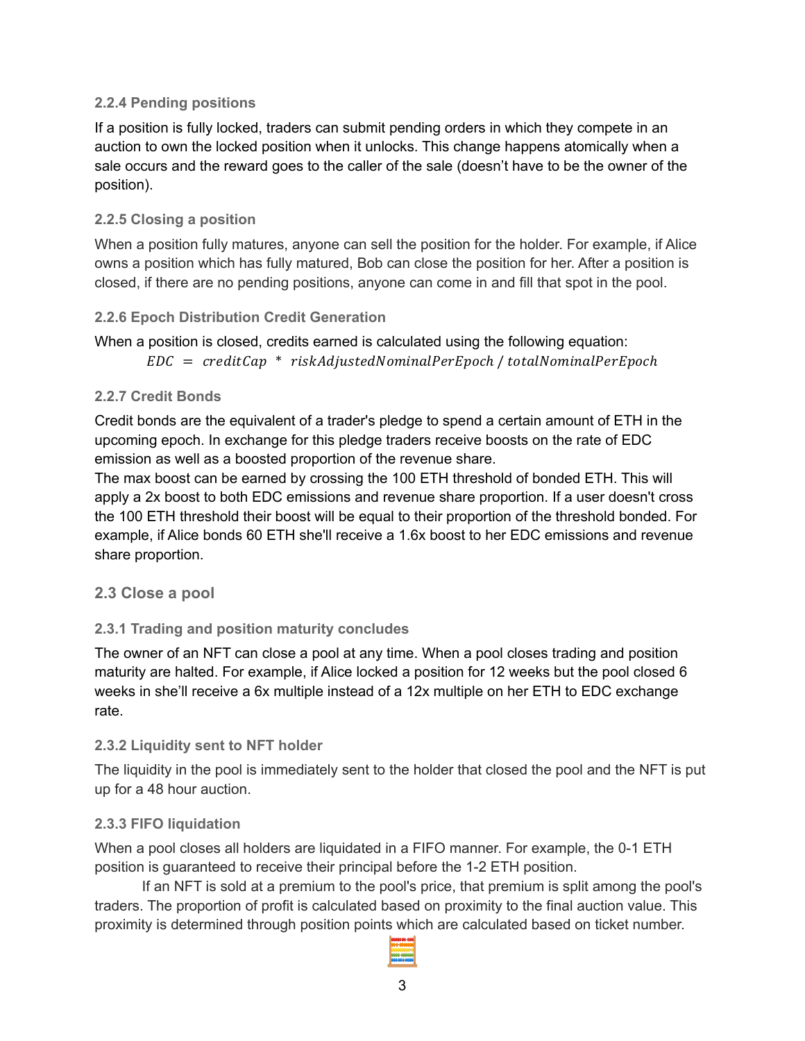#### 2.2.4 Pending positions

If a position is fully locked, traders can submit pending orders in which they compete in an auction to own the locked position when it unlocks. This change happens atomically when a sale occurs and the reward goes to the caller of the sale (doesn't have to be the owner of the position).

#### 2.2.5 Closing a position

When a position fully matures, anyone can sell the position for the holder. For example, if Alice owns a position which has fully matured, Bob can close the position for her. After a position is closed, if there are no pending positions, anyone can come in and fill that spot in the pool.

#### 2.2.6 Epoch Distribution Credit Generation

When a position is closed, credits earned is calculated using the following equation:

$$EDC = creditCap * riskAdjustedNominalPerEpoch / totalNominalPerEpoch$$

#### 2.2.7 Credit Bonds

Credit bonds are the equivalent of a trader's pledge to spend a certain amount of ETH in the upcoming epoch. In exchange for this pledge traders receive boosts on the rate of EDC emission as well as a boosted proportion of the revenue share.

The max boost can be earned by crossing the 100 ETH threshold of bonded ETH. This will apply a 2x boost to both EDC emissions and revenue share proportion. If a user doesn't cross the 100 ETH threshold their boost will be equal to their proportion of the threshold bonded. For example, if Alice bonds 60 ETH she'll receive a 1.6x boost to her EDC emissions and revenue share proportion.

### 2.3 Close a pool

#### 2.3.1 Trading and position maturity concludes

The owner of an NFT can close a pool at any time. When a pool closes trading and position maturity are halted. For example, if Alice locked a position for 12 weeks but the pool closed 6 weeks in she'll receive a 6x multiple instead of a 12x multiple on her ETH to EDC exchange rate.

#### 2.3.2 Liquidity sent to NFT holder

The liquidity in the pool is immediately sent to the holder that closed the pool and the NFT is put up for a 48 hour auction.

#### 2.3.3 FIFO liquidation

When a pool closes all holders are liquidated in a FIFO manner. For example, the 0-1 ETH position is guaranteed to receive their principal before the 1-2 ETH position.

If an NFT is sold at a premium to the pool's price, that premium is split among the pool's traders. The proportion of profit is calculated based on proximity to the final auction value. This proximity is determined through position points which are calculated based on ticket number.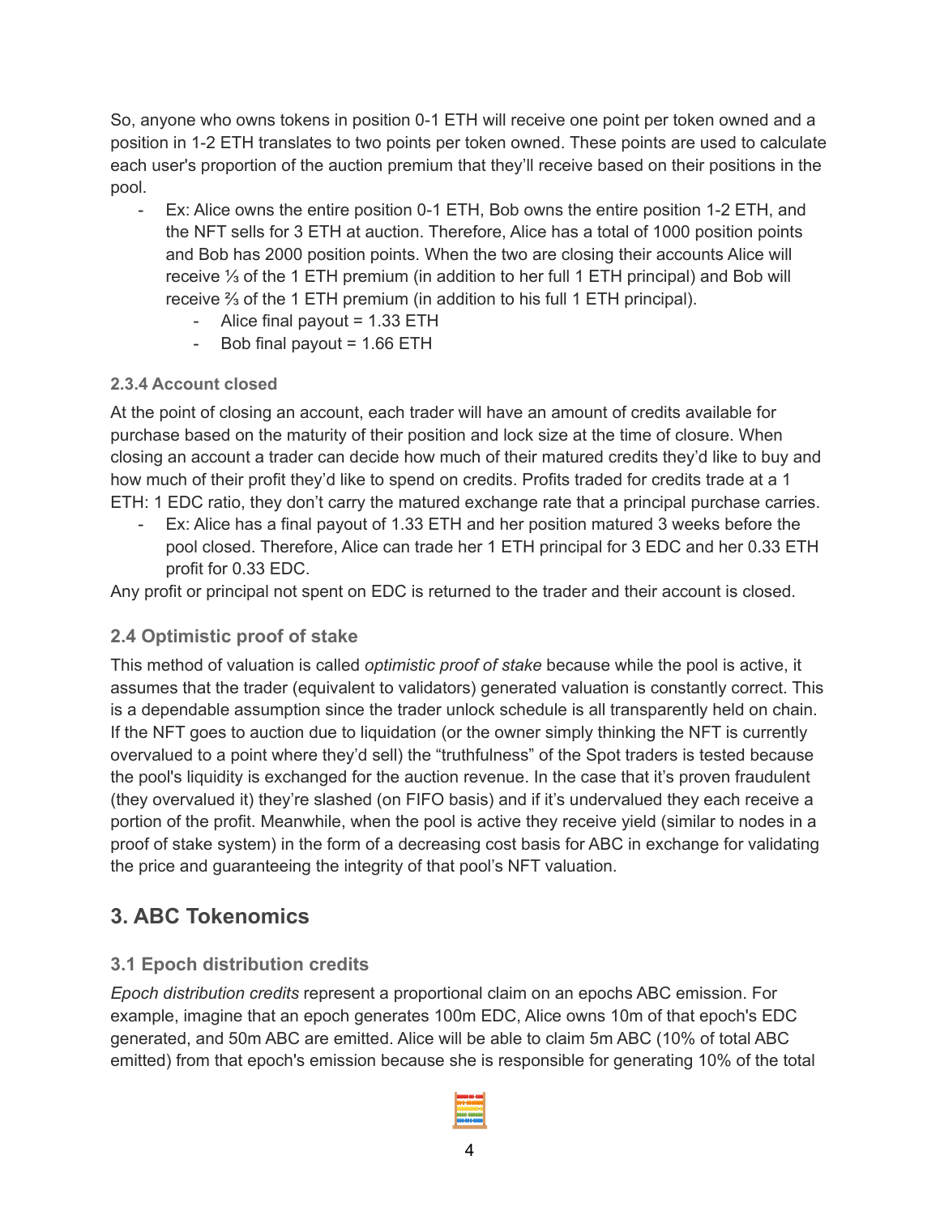So, anyone who owns tokens in position 0-1 ETH will receive one point per token owned and a position in 1-2 ETH translates to two points per token owned. These points are used to calculate each user's proportion of the auction premium that they'll receive based on their positions in the pool.

- Ex: Alice owns the entire position 0-1 ETH, Bob owns the entire position 1-2 ETH, and the NFT sells for 3 ETH at auction. Therefore, Alice has a total of 1000 position points and Bob has 2000 position points. When the two are closing their accounts Alice will receive ⅓ of the 1 ETH premium (in addition to her full 1 ETH principal) and Bob will receive ⅔ of the 1 ETH premium (in addition to his full 1 ETH principal).
    - Alice final payout = 1.33 ETH
    - Bob final payout = 1.66 ETH

#### 2.3.4 Account closed

At the point of closing an account, each trader will have an amount of credits available for purchase based on the maturity of their position and lock size at the time of closure. When closing an account a trader can decide how much of their matured credits they'd like to buy and how much of their profit they'd like to spend on credits. Profits traded for credits trade at a 1 ETH: 1 EDC ratio, they don't carry the matured exchange rate that a principal purchase carries.

- Ex: Alice has a final payout of 1.33 ETH and her position matured 3 weeks before the pool closed. Therefore, Alice can trade her 1 ETH principal for 3 EDC and her 0.33 ETH profit for 0.33 EDC.

Any profit or principal not spent on EDC is returned to the trader and their account is closed.

### 2.4 Optimistic proof of stake

This method of valuation is called *optimistic proof of stake* because while the pool is active, it assumes that the trader (equivalent to validators) generated valuation is constantly correct. This is a dependable assumption since the trader unlock schedule is all transparently held on chain. If the NFT goes to auction due to liquidation (or the owner simply thinking the NFT is currently overvalued to a point where they'd sell) the "truthfulness" of the Spot traders is tested because the pool's liquidity is exchanged for the auction revenue. In the case that it's proven fraudulent (they overvalued it) they're slashed (on FIFO basis) and if it's undervalued they each receive a portion of the profit. Meanwhile, when the pool is active they receive yield (similar to nodes in a proof of stake system) in the form of a decreasing cost basis for ABC in exchange for validating the price and guaranteeing the integrity of that pool's NFT valuation.

## 3. ABC Tokenomics

### 3.1 Epoch distribution credits

*Epoch distribution credits* represent a proportional claim on an epochs ABC emission. For example, imagine that an epoch generates 100m EDC, Alice owns 10m of that epoch's EDC generated, and 50m ABC are emitted. Alice will be able to claim 5m ABC (10% of total ABC emitted) from that epoch's emission because she is responsible for generating 10% of the total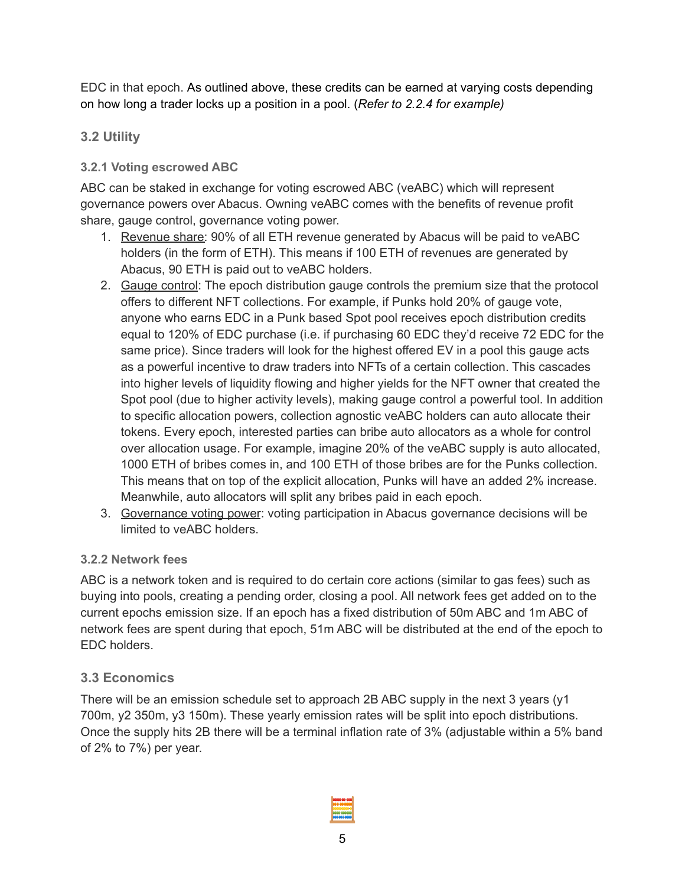EDC in that epoch. As outlined above, these credits can be earned at varying costs depending on how long a trader locks up a position in a pool. (*Refer to 2.2.4 for example)*

## 3.2 Utility

### 3.2.1 Voting escrowed ABC

ABC can be staked in exchange for voting escrowed ABC (veABC) which will represent governance powers over Abacus. Owning veABC comes with the benefits of revenue profit share, gauge control, governance voting power.

1. Revenue share: 90% of all ETH revenue generated by Abacus will be paid to veABC holders (in the form of ETH). This means if 100 ETH of revenues are generated by Abacus, 90 ETH is paid out to veABC holders.
2. Gauge control: The epoch distribution gauge controls the premium size that the protocol offers to different NFT collections. For example, if Punks hold 20% of gauge vote, anyone who earns EDC in a Punk based Spot pool receives epoch distribution credits equal to 120% of EDC purchase (i.e. if purchasing 60 EDC they'd receive 72 EDC for the same price). Since traders will look for the highest offered EV in a pool this gauge acts as a powerful incentive to draw traders into NFTs of a certain collection. This cascades into higher levels of liquidity flowing and higher yields for the NFT owner that created the Spot pool (due to higher activity levels), making gauge control a powerful tool. In addition to specific allocation powers, collection agnostic veABC holders can auto allocate their tokens. Every epoch, interested parties can bribe auto allocators as a whole for control over allocation usage. For example, imagine 20% of the veABC supply is auto allocated, 1000 ETH of bribes comes in, and 100 ETH of those bribes are for the Punks collection. This means that on top of the explicit allocation, Punks will have an added 2% increase. Meanwhile, auto allocators will split any bribes paid in each epoch.
3. Governance voting power: voting participation in Abacus governance decisions will be limited to veABC holders.

### 3.2.2 Network fees

ABC is a network token and is required to do certain core actions (similar to gas fees) such as buying into pools, creating a pending order, closing a pool. All network fees get added on to the current epochs emission size. If an epoch has a fixed distribution of 50m ABC and 1m ABC of network fees are spent during that epoch, 51m ABC will be distributed at the end of the epoch to EDC holders.

## 3.3 Economics

There will be an emission schedule set to approach 2B ABC supply in the next 3 years (y1 700m, y2 350m, y3 150m). These yearly emission rates will be split into epoch distributions. Once the supply hits 2B there will be a terminal inflation rate of 3% (adjustable within a 5% band of 2% to 7%) per year.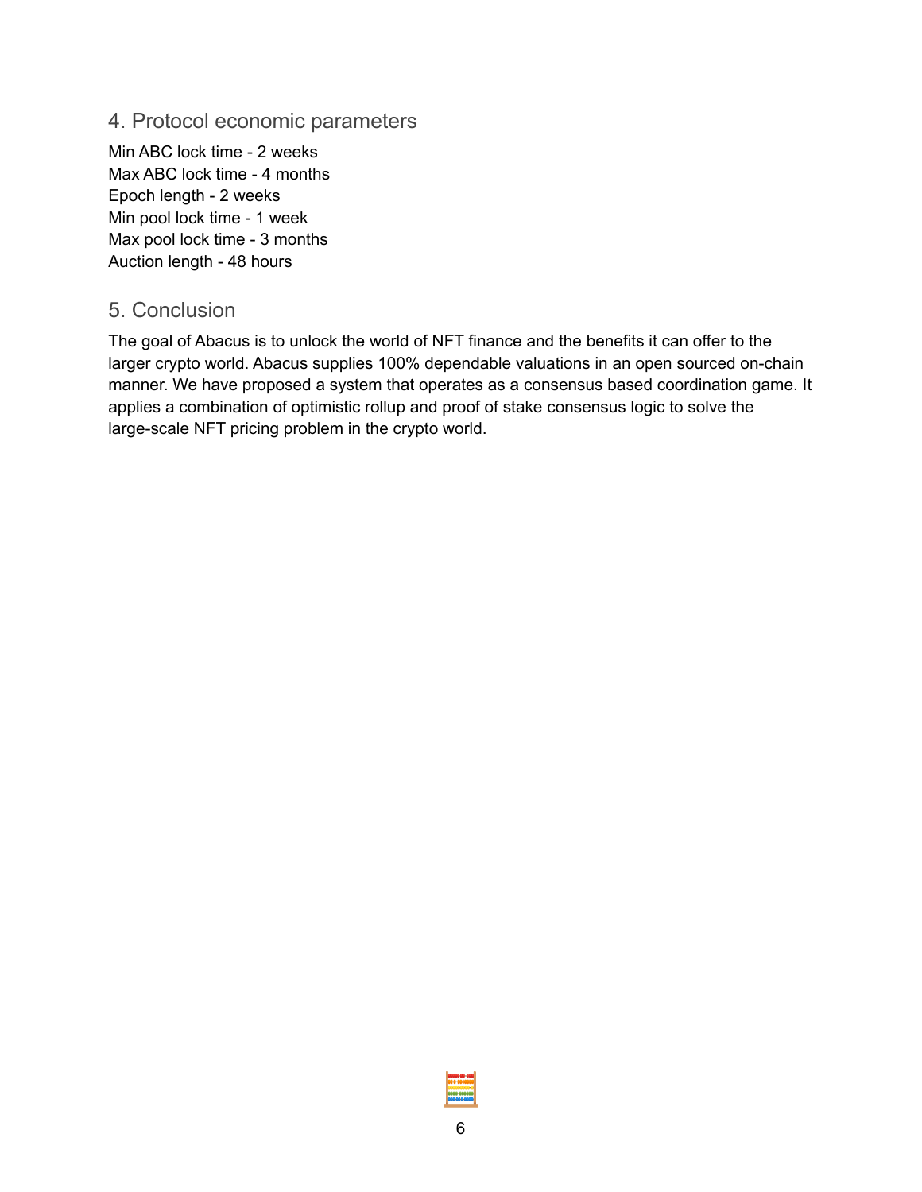## 4. Protocol economic parameters

Min ABC lock time - 2 weeks
Max ABC lock time - 4 months
Epoch length - 2 weeks
Min pool lock time - 1 week
Max pool lock time - 3 months
Auction length - 48 hours

## 5. Conclusion

The goal of Abacus is to unlock the world of NFT finance and the benefits it can offer to the larger crypto world. Abacus supplies 100% dependable valuations in an open sourced on-chain manner. We have proposed a system that operates as a consensus based coordination game. It applies a combination of optimistic rollup and proof of stake consensus logic to solve the large-scale NFT pricing problem in the crypto world.